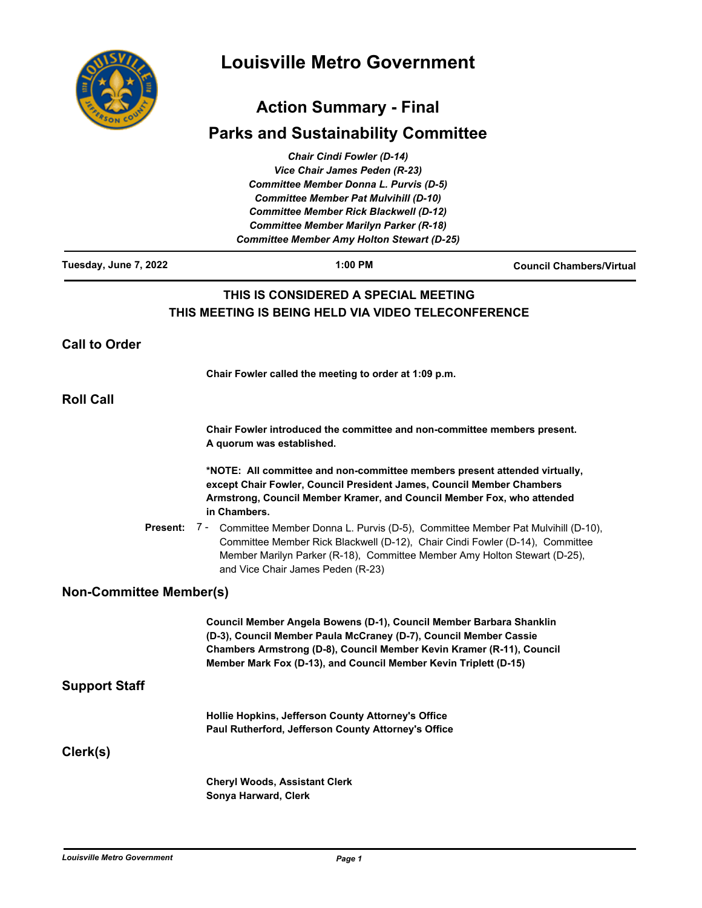# Louisville Metro Government

## Action Summary - Final

## Parks and Sustainability Committee

*Chair Cindi Fowler (D-14)*
*Vice Chair James Peden (R-23)*
*Committee Member Donna L. Purvis (D-5)*
*Committee Member Pat Mulvihill (D-10)*
*Committee Member Rick Blackwell (D-12)*
*Committee Member Marilyn Parker (R-18)*
*Committee Member Amy Holton Stewart (D-25)*

**Tuesday, June 7, 2022** | **1:00 PM** | **Council Chambers/Virtual**

**THIS IS CONSIDERED A SPECIAL MEETING**
**THIS MEETING IS BEING HELD VIA VIDEO TELECONFERENCE**

## Call to Order

**Chair Fowler called the meeting to order at 1:09 p.m.**

## Roll Call

**Chair Fowler introduced the committee and non-committee members present. A quorum was established.**

***NOTE: All committee and non-committee members present attended virtually, except Chair Fowler, Council President James, Council Member Chambers Armstrong, Council Member Kramer, and Council Member Fox, who attended in Chambers.**

**Present:** 7 - Committee Member Donna L. Purvis (D-5), Committee Member Pat Mulvihill (D-10), Committee Member Rick Blackwell (D-12), Chair Cindi Fowler (D-14), Committee Member Marilyn Parker (R-18), Committee Member Amy Holton Stewart (D-25), and Vice Chair James Peden (R-23)

## Non-Committee Member(s)

**Council Member Angela Bowens (D-1), Council Member Barbara Shanklin (D-3), Council Member Paula McCraney (D-7), Council Member Cassie Chambers Armstrong (D-8), Council Member Kevin Kramer (R-11), Council Member Mark Fox (D-13), and Council Member Kevin Triplett (D-15)**

## Support Staff

**Hollie Hopkins, Jefferson County Attorney's Office**
**Paul Rutherford, Jefferson County Attorney's Office**

## Clerk(s)

**Cheryl Woods, Assistant Clerk**
**Sonya Harward, Clerk**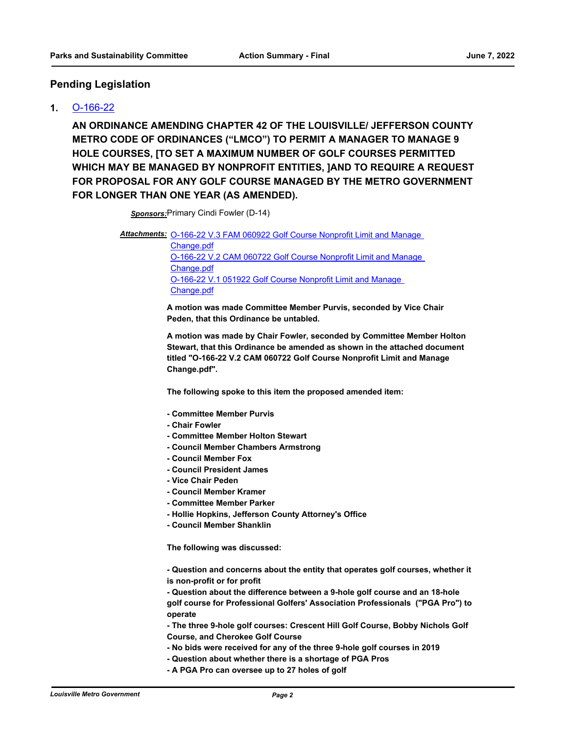## Pending Legislation

**1.** O-166-22

**AN ORDINANCE AMENDING CHAPTER 42 OF THE LOUISVILLE/ JEFFERSON COUNTY METRO CODE OF ORDINANCES ("LMCO") TO PERMIT A MANAGER TO MANAGE 9 HOLE COURSES, [TO SET A MAXIMUM NUMBER OF GOLF COURSES PERMITTED WHICH MAY BE MANAGED BY NONPROFIT ENTITIES, ]AND TO REQUIRE A REQUEST FOR PROPOSAL FOR ANY GOLF COURSE MANAGED BY THE METRO GOVERNMENT FOR LONGER THAN ONE YEAR (AS AMENDED).**

***Sponsors:*** Primary Cindi Fowler (D-14)

***Attachments:*** O-166-22 V.3 FAM 060922 Golf Course Nonprofit Limit and Manage Change.pdf
O-166-22 V.2 CAM 060722 Golf Course Nonprofit Limit and Manage Change.pdf
O-166-22 V.1 051922 Golf Course Nonprofit Limit and Manage Change.pdf

**A motion was made Committee Member Purvis, seconded by Vice Chair Peden, that this Ordinance be untabled.**

**A motion was made by Chair Fowler, seconded by Committee Member Holton Stewart, that this Ordinance be amended as shown in the attached document titled "O-166-22 V.2 CAM 060722 Golf Course Nonprofit Limit and Manage Change.pdf".**

**The following spoke to this item the proposed amended item:**

**- Committee Member Purvis**
**- Chair Fowler**
**- Committee Member Holton Stewart**
**- Council Member Chambers Armstrong**
**- Council Member Fox**
**- Council President James**
**- Vice Chair Peden**
**- Council Member Kramer**
**- Committee Member Parker**
**- Hollie Hopkins, Jefferson County Attorney's Office**
**- Council Member Shanklin**

**The following was discussed:**

**- Question and concerns about the entity that operates golf courses, whether it is non-profit or for profit**
**- Question about the difference between a 9-hole golf course and an 18-hole golf course for Professional Golfers' Association Professionals ("PGA Pro") to operate**
**- The three 9-hole golf courses: Crescent Hill Golf Course, Bobby Nichols Golf Course, and Cherokee Golf Course**
**- No bids were received for any of the three 9-hole golf courses in 2019**
**- Question about whether there is a shortage of PGA Pros**
**- A PGA Pro can oversee up to 27 holes of golf**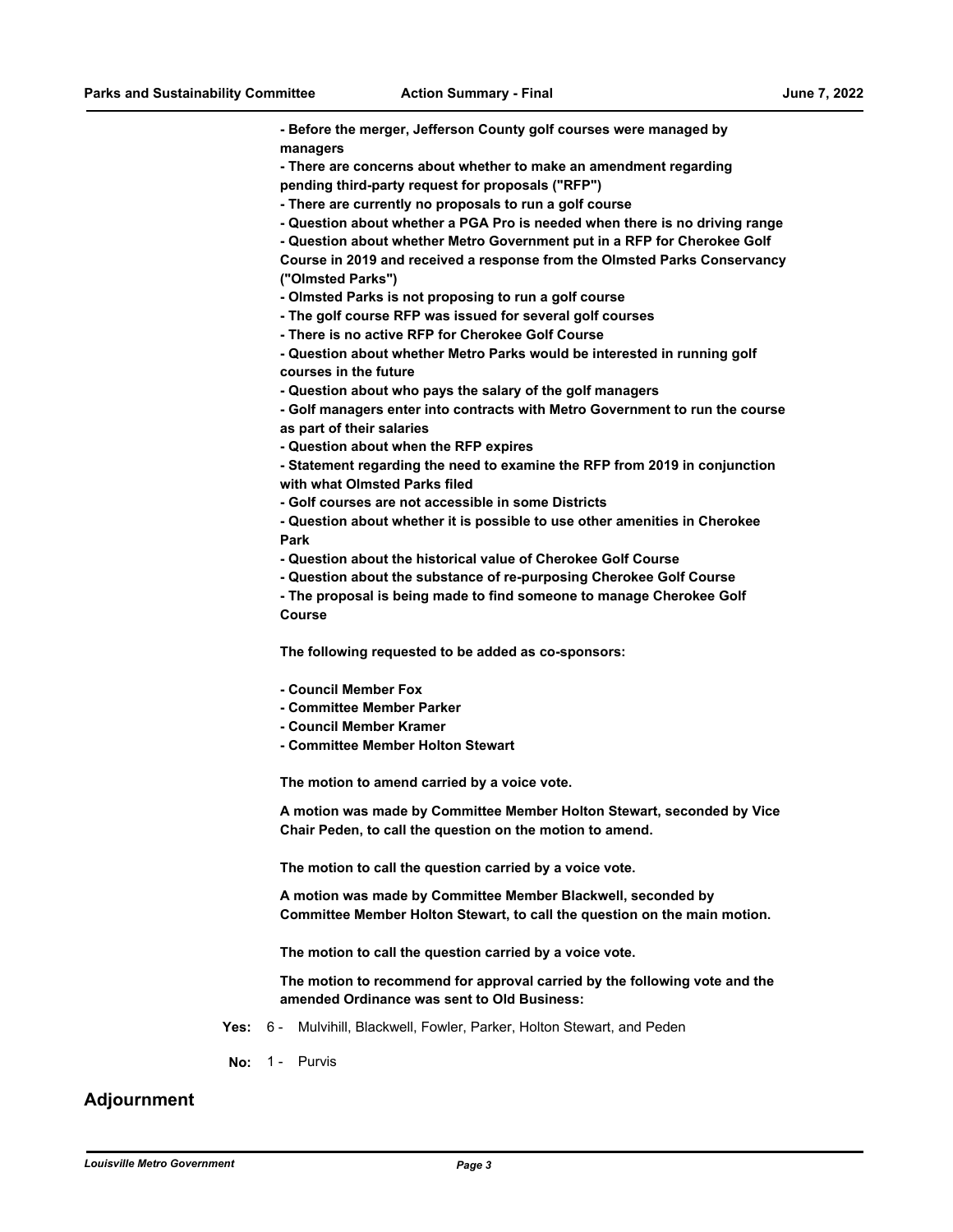**- Before the merger, Jefferson County golf courses were managed by managers**

**- There are concerns about whether to make an amendment regarding pending third-party request for proposals ("RFP")**

**- There are currently no proposals to run a golf course**

**- Question about whether a PGA Pro is needed when there is no driving range**

**- Question about whether Metro Government put in a RFP for Cherokee Golf Course in 2019 and received a response from the Olmsted Parks Conservancy ("Olmsted Parks")**

**- Olmsted Parks is not proposing to run a golf course**

**- The golf course RFP was issued for several golf courses**

**- There is no active RFP for Cherokee Golf Course**

**- Question about whether Metro Parks would be interested in running golf courses in the future**

**- Question about who pays the salary of the golf managers**

**- Golf managers enter into contracts with Metro Government to run the course as part of their salaries**

**- Question about when the RFP expires**

**- Statement regarding the need to examine the RFP from 2019 in conjunction with what Olmsted Parks filed**

**- Golf courses are not accessible in some Districts**

**- Question about whether it is possible to use other amenities in Cherokee Park**

**- Question about the historical value of Cherokee Golf Course**

**- Question about the substance of re-purposing Cherokee Golf Course**

**- The proposal is being made to find someone to manage Cherokee Golf Course**

**The following requested to be added as co-sponsors:**

**- Council Member Fox**
**- Committee Member Parker**
**- Council Member Kramer**
**- Committee Member Holton Stewart**

**The motion to amend carried by a voice vote.**

**A motion was made by Committee Member Holton Stewart, seconded by Vice Chair Peden, to call the question on the motion to amend.**

**The motion to call the question carried by a voice vote.**

**A motion was made by Committee Member Blackwell, seconded by Committee Member Holton Stewart, to call the question on the main motion.**

**The motion to call the question carried by a voice vote.**

**The motion to recommend for approval carried by the following vote and the amended Ordinance was sent to Old Business:**

**Yes:** 6 - Mulvihill, Blackwell, Fowler, Parker, Holton Stewart, and Peden

**No:** 1 - Purvis

## Adjournment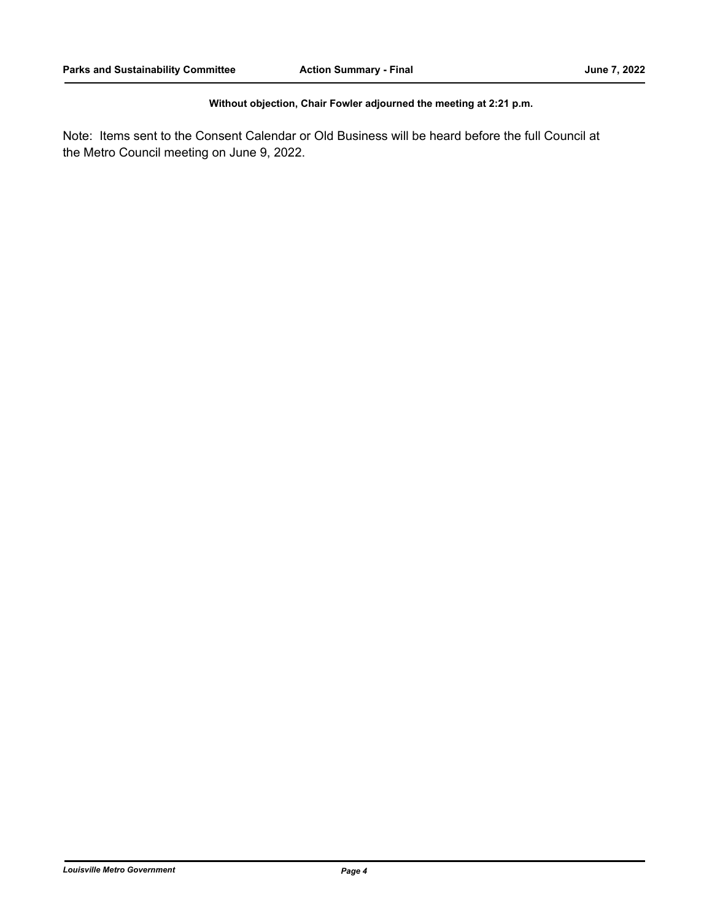**Without objection, Chair Fowler adjourned the meeting at 2:21 p.m.**

Note: Items sent to the Consent Calendar or Old Business will be heard before the full Council at the Metro Council meeting on June 9, 2022.